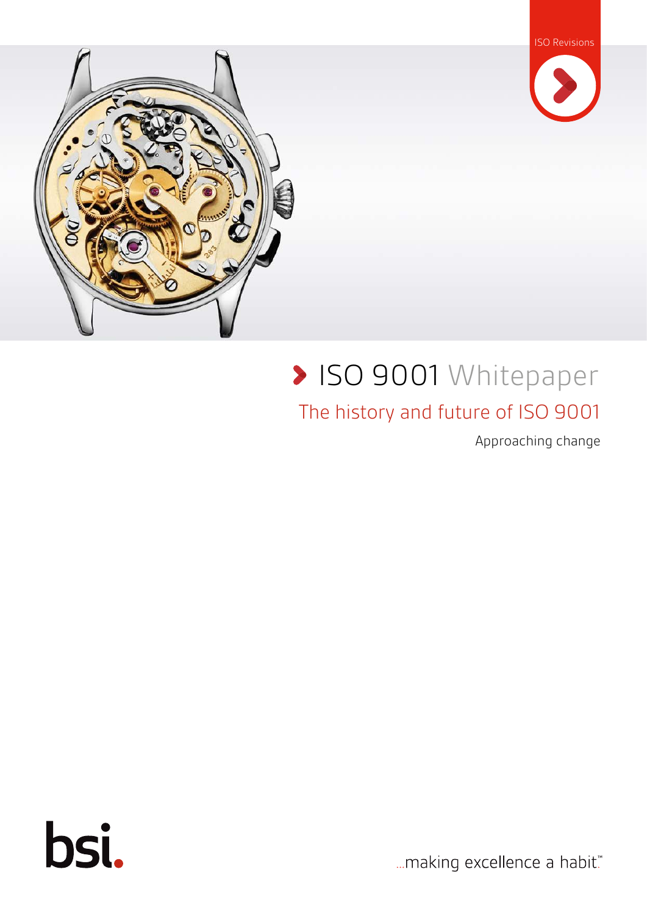ISO Revisions

# ISO 9001 Whitepaper

## The history and future of ISO 9001

Approaching change

bsi.

...making excellence a habit.™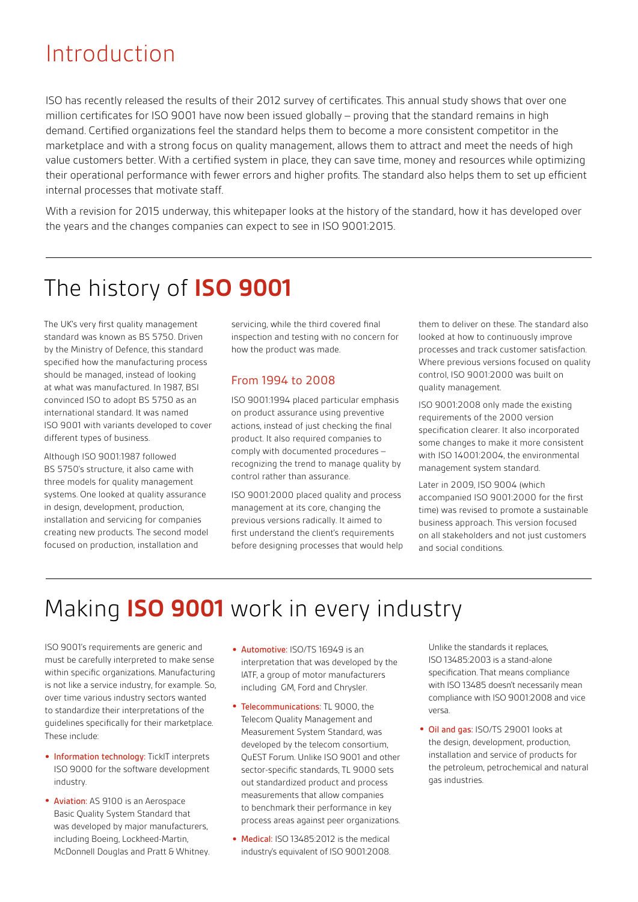# Introduction

ISO has recently released the results of their 2012 survey of certificates. This annual study shows that over one million certificates for ISO 9001 have now been issued globally – proving that the standard remains in high demand. Certified organizations feel the standard helps them to become a more consistent competitor in the marketplace and with a strong focus on quality management, allows them to attract and meet the needs of high value customers better. With a certified system in place, they can save time, money and resources while optimizing their operational performance with fewer errors and higher profits. The standard also helps them to set up efficient internal processes that motivate staff.

With a revision for 2015 underway, this whitepaper looks at the history of the standard, how it has developed over the years and the changes companies can expect to see in ISO 9001:2015.

# The history of **ISO 9001**

The UK's very first quality management standard was known as BS 5750. Driven by the Ministry of Defence, this standard specified how the manufacturing process should be managed, instead of looking at what was manufactured. In 1987, BSI convinced ISO to adopt BS 5750 as an international standard. It was named ISO 9001 with variants developed to cover different types of business.

Although ISO 9001:1987 followed BS 5750's structure, it also came with three models for quality management systems. One looked at quality assurance in design, development, production, installation and servicing for companies creating new products. The second model focused on production, installation and servicing, while the third covered final inspection and testing with no concern for how the product was made.

## From 1994 to 2008

ISO 9001:1994 placed particular emphasis on product assurance using preventive actions, instead of just checking the final product. It also required companies to comply with documented procedures – recognizing the trend to manage quality by control rather than assurance.

ISO 9001:2000 placed quality and process management at its core, changing the previous versions radically. It aimed to first understand the client's requirements before designing processes that would help them to deliver on these. The standard also looked at how to continuously improve processes and track customer satisfaction. Where previous versions focused on quality control, ISO 9001:2000 was built on quality management.

ISO 9001:2008 only made the existing requirements of the 2000 version specification clearer. It also incorporated some changes to make it more consistent with ISO 14001:2004, the environmental management system standard.

Later in 2009, ISO 9004 (which accompanied ISO 9001:2000 for the first time) was revised to promote a sustainable business approach. This version focused on all stakeholders and not just customers and social conditions.

# Making **ISO 9001** work in every industry

ISO 9001's requirements are generic and must be carefully interpreted to make sense within specific organizations. Manufacturing is not like a service industry, for example. So, over time various industry sectors wanted to standardize their interpretations of the guidelines specifically for their marketplace. These include:

- Information technology: TickIT interprets ISO 9000 for the software development industry.
- Aviation: AS 9100 is an Aerospace Basic Quality System Standard that was developed by major manufacturers, including Boeing, Lockheed-Martin, McDonnell Douglas and Pratt & Whitney.
- Automotive: ISO/TS 16949 is an interpretation that was developed by the IATF, a group of motor manufacturers including GM, Ford and Chrysler.
- Telecommunications: TL 9000, the Telecom Quality Management and Measurement System Standard, was developed by the telecom consortium, QuEST Forum. Unlike ISO 9001 and other sector-specific standards, TL 9000 sets out standardized product and process measurements that allow companies to benchmark their performance in key process areas against peer organizations.
- Medical: ISO 13485:2012 is the medical industry's equivalent of ISO 9001:2008. Unlike the standards it replaces, ISO 13485:2003 is a stand-alone specification. That means compliance with ISO 13485 doesn't necessarily mean compliance with ISO 9001:2008 and vice versa.
- Oil and gas: ISO/TS 29001 looks at the design, development, production, installation and service of products for the petroleum, petrochemical and natural gas industries.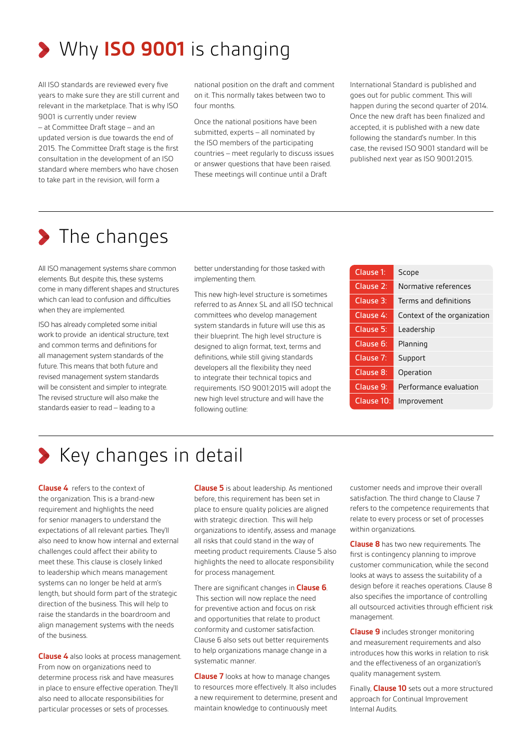# Why **ISO 9001** is changing

All ISO standards are reviewed every five years to make sure they are still current and relevant in the marketplace. That is why ISO 9001 is currently under review – at Committee Draft stage – and an updated version is due towards the end of 2015. The Committee Draft stage is the first consultation in the development of an ISO standard where members who have chosen to take part in the revision, will form a national position on the draft and comment on it. This normally takes between two to four months.

Once the national positions have been submitted, experts – all nominated by the ISO members of the participating countries – meet regularly to discuss issues or answer questions that have been raised. These meetings will continue until a Draft International Standard is published and goes out for public comment. This will happen during the second quarter of 2014. Once the new draft has been finalized and accepted, it is published with a new date following the standard's number. In this case, the revised ISO 9001 standard will be published next year as ISO 9001:2015.

# The changes

All ISO management systems share common elements. But despite this, these systems come in many different shapes and structures which can lead to confusion and difficulties when they are implemented.

ISO has already completed some initial work to provide an identical structure, text and common terms and definitions for all management system standards of the future. This means that both future and revised management system standards will be consistent and simpler to integrate. The revised structure will also make the standards easier to read – leading to a better understanding for those tasked with implementing them.

This new high-level structure is sometimes referred to as Annex SL and all ISO technical committees who develop management system standards in future will use this as their blueprint. The high level structure is designed to align format, text, terms and definitions, while still giving standards developers all the flexibility they need to integrate their technical topics and requirements. ISO 9001:2015 will adopt the new high level structure and will have the following outline:

| Clause | Title |
|---|---|
| Clause 1: | Scope |
| Clause 2: | Normative references |
| Clause 3: | Terms and definitions |
| Clause 4: | Context of the organization |
| Clause 5: | Leadership |
| Clause 6: | Planning |
| Clause 7: | Support |
| Clause 8: | Operation |
| Clause 9: | Performance evaluation |
| Clause 10: | Improvement |

# Key changes in detail

**Clause 4** refers to the context of the organization. This is a brand-new requirement and highlights the need for senior managers to understand the expectations of all relevant parties. They'll also need to know how internal and external challenges could affect their ability to meet these. This clause is closely linked to leadership which means management systems can no longer be held at arm's length, but should form part of the strategic direction of the business. This will help to raise the standards in the boardroom and align management systems with the needs of the business.

**Clause 4** also looks at process management. From now on organizations need to determine process risk and have measures in place to ensure effective operation. They'll also need to allocate responsibilities for particular processes or sets of processes.

**Clause 5** is about leadership. As mentioned before, this requirement has been set in place to ensure quality policies are aligned with strategic direction. This will help organizations to identify, assess and manage all risks that could stand in the way of meeting product requirements. Clause 5 also highlights the need to allocate responsibility for process management.

There are significant changes in **Clause 6**. This section will now replace the need for preventive action and focus on risk and opportunities that relate to product conformity and customer satisfaction. Clause 6 also sets out better requirements to help organizations manage change in a systematic manner.

**Clause 7** looks at how to manage changes to resources more effectively. It also includes a new requirement to determine, present and maintain knowledge to continuously meet customer needs and improve their overall satisfaction. The third change to Clause 7 refers to the competence requirements that relate to every process or set of processes within organizations.

**Clause 8** has two new requirements. The first is contingency planning to improve customer communication, while the second looks at ways to assess the suitability of a design before it reaches operations. Clause 8 also specifies the importance of controlling all outsourced activities through efficient risk management.

**Clause 9** includes stronger monitoring and measurement requirements and also introduces how this works in relation to risk and the effectiveness of an organization's quality management system.

Finally, **Clause 10** sets out a more structured approach for Continual Improvement Internal Audits.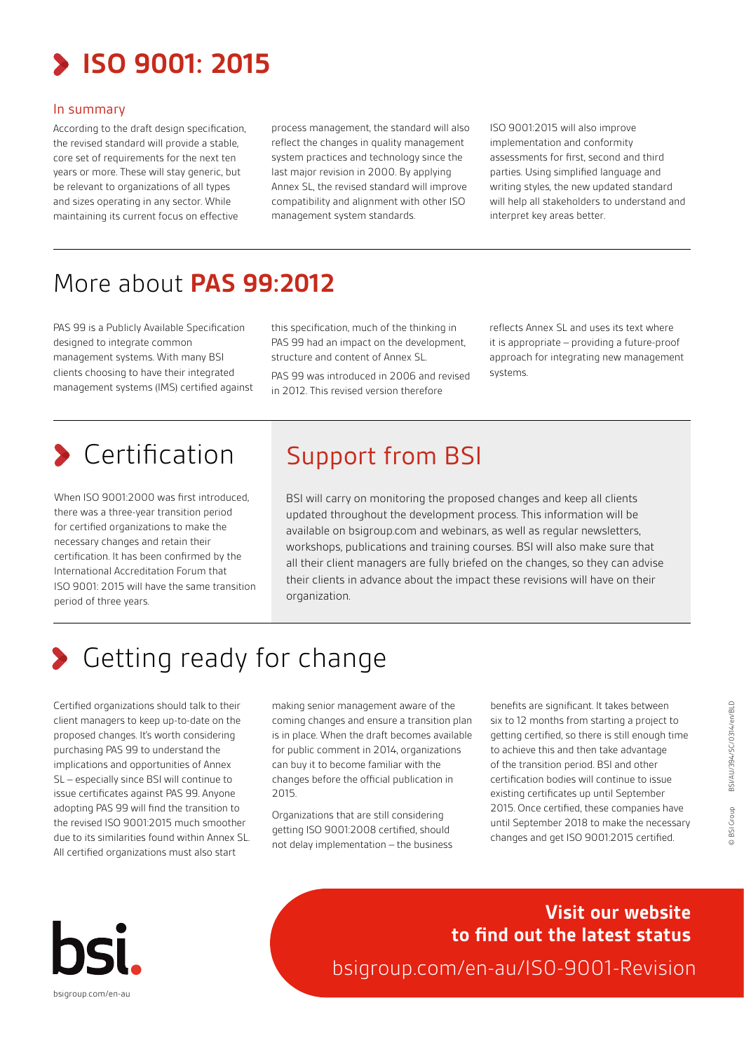# ISO 9001: 2015

## In summary

According to the draft design specification, the revised standard will provide a stable, core set of requirements for the next ten years or more. These will stay generic, but be relevant to organizations of all types and sizes operating in any sector. While maintaining its current focus on effective process management, the standard will also reflect the changes in quality management system practices and technology since the last major revision in 2000. By applying Annex SL, the revised standard will improve compatibility and alignment with other ISO management system standards.

ISO 9001:2015 will also improve implementation and conformity assessments for first, second and third parties. Using simplified language and writing styles, the new updated standard will help all stakeholders to understand and interpret key areas better.

## More about **PAS 99:2012**

PAS 99 is a Publicly Available Specification designed to integrate common management systems. With many BSI clients choosing to have their integrated management systems (IMS) certified against this specification, much of the thinking in PAS 99 had an impact on the development, structure and content of Annex SL.

PAS 99 was introduced in 2006 and revised in 2012. This revised version therefore reflects Annex SL and uses its text where it is appropriate – providing a future-proof approach for integrating new management systems.

## Certification

When ISO 9001:2000 was first introduced, there was a three-year transition period for certified organizations to make the necessary changes and retain their certification. It has been confirmed by the International Accreditation Forum that ISO 9001: 2015 will have the same transition period of three years.

## Support from BSI

BSI will carry on monitoring the proposed changes and keep all clients updated throughout the development process. This information will be available on bsigroup.com and webinars, as well as regular newsletters, workshops, publications and training courses. BSI will also make sure that all their client managers are fully briefed on the changes, so they can advise their clients in advance about the impact these revisions will have on their organization.

## Getting ready for change

Certified organizations should talk to their client managers to keep up-to-date on the proposed changes. It's worth considering purchasing PAS 99 to understand the implications and opportunities of Annex SL – especially since BSI will continue to issue certificates against PAS 99. Anyone adopting PAS 99 will find the transition to the revised ISO 9001:2015 much smoother due to its similarities found within Annex SL. All certified organizations must also start making senior management aware of the coming changes and ensure a transition plan is in place. When the draft becomes available for public comment in 2014, organizations can buy it to become familiar with the changes before the official publication in 2015.

Organizations that are still considering getting ISO 9001:2008 certified, should not delay implementation – the business benefits are significant. It takes between six to 12 months from starting a project to getting certified, so there is still enough time to achieve this and then take advantage of the transition period. BSI and other certification bodies will continue to issue existing certificates up until September 2015. Once certified, these companies have until September 2018 to make the necessary changes and get ISO 9001:2015 certified.

**Visit our website to find out the latest status**

bsigroup.com/en-au/ISO-9001-Revision

bsi.

bsigroup.com/en-au

© BSI Group BSI/AU/394/SC/0314/en/BLD